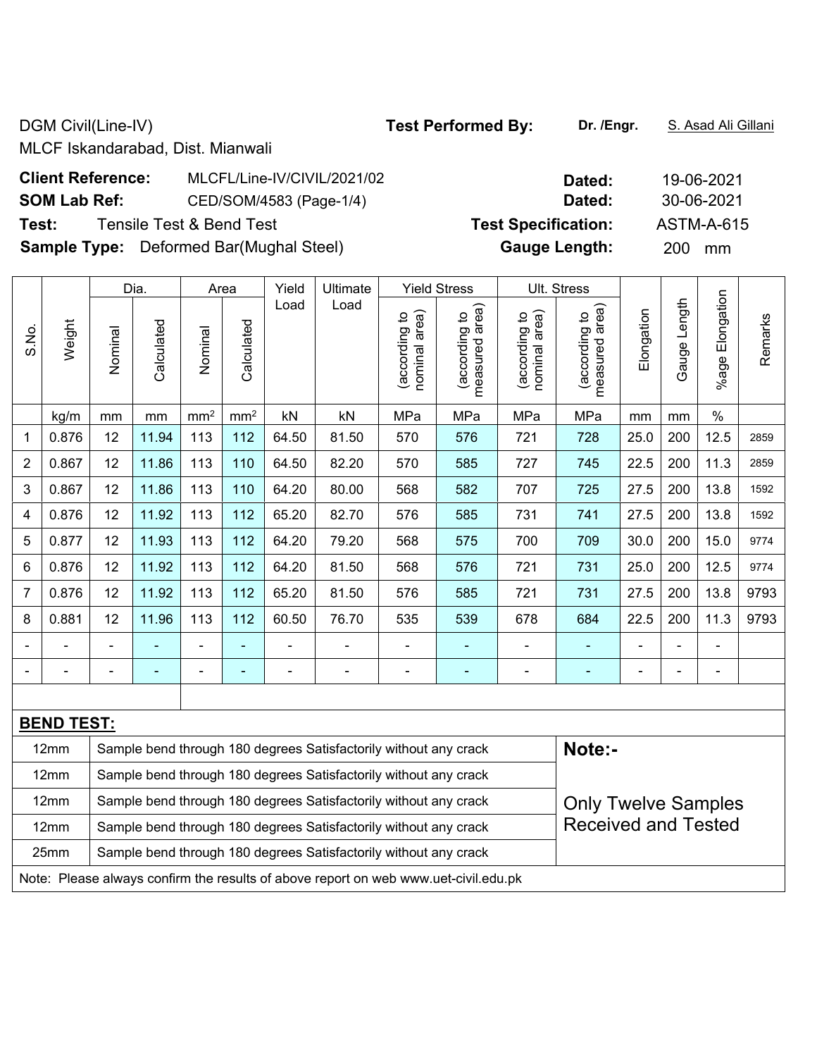DGM Civil(Line-IV)

MLCF Iskandarabad, Dist. Mianwali

**Test Performed By:** **Dr. /Engr.** S. Asad Ali Gillani

**Client Reference:** MLCFL/Line-IV/CIVIL/2021/02 **Dated:** 19-06-2021

**SOM Lab Ref:** CED/SOM/4583 (Page-1/4) **Dated:** 30-06-2021

**Test:** Tensile Test & Bend Test **Test Specification:** ASTM-A-615

**Sample Type:** Deformed Bar(Mughal Steel) **Gauge Length:** 200 mm

| S.No. | Weight | Dia. | | Area | | Yield Load | Ultimate Load | Yield Stress | | Ult. Stress | | Elongation | Gauge Length | %age Elongation | Remarks |
|---|---|---|---|---|---|---|---|---|---|---|---|---|---|---|---|
| | | Nominal | Calculated | Nominal | Calculated | | | (according to nominal area) | (according to measured area) | (according to nominal area) | (according to measured area) | | | | |
| | kg/m | mm | mm | mm² | mm² | kN | kN | MPa | MPa | MPa | MPa | mm | mm | % | |
| 1 | 0.876 | 12 | 11.94 | 113 | 112 | 64.50 | 81.50 | 570 | 576 | 721 | 728 | 25.0 | 200 | 12.5 | 2859 |
| 2 | 0.867 | 12 | 11.86 | 113 | 110 | 64.50 | 82.20 | 570 | 585 | 727 | 745 | 22.5 | 200 | 11.3 | 2859 |
| 3 | 0.867 | 12 | 11.86 | 113 | 110 | 64.20 | 80.00 | 568 | 582 | 707 | 725 | 27.5 | 200 | 13.8 | 1592 |
| 4 | 0.876 | 12 | 11.92 | 113 | 112 | 65.20 | 82.70 | 576 | 585 | 731 | 741 | 27.5 | 200 | 13.8 | 1592 |
| 5 | 0.877 | 12 | 11.93 | 113 | 112 | 64.20 | 79.20 | 568 | 575 | 700 | 709 | 30.0 | 200 | 15.0 | 9774 |
| 6 | 0.876 | 12 | 11.92 | 113 | 112 | 64.20 | 81.50 | 568 | 576 | 721 | 731 | 25.0 | 200 | 12.5 | 9774 |
| 7 | 0.876 | 12 | 11.92 | 113 | 112 | 65.20 | 81.50 | 576 | 585 | 721 | 731 | 27.5 | 200 | 13.8 | 9793 |
| 8 | 0.881 | 12 | 11.96 | 113 | 112 | 60.50 | 76.70 | 535 | 539 | 678 | 684 | 22.5 | 200 | 11.3 | 9793 |
| - | - | - | - | - | - | - | - | - | - | - | - | - | - | - | |
| - | - | - | - | - | - | - | - | - | - | - | - | - | - | - | |

**BEND TEST:**

| Size | Result |
|---|---|
| 12mm | Sample bend through 180 degrees Satisfactorily without any crack |
| 12mm | Sample bend through 180 degrees Satisfactorily without any crack |
| 12mm | Sample bend through 180 degrees Satisfactorily without any crack |
| 12mm | Sample bend through 180 degrees Satisfactorily without any crack |
| 25mm | Sample bend through 180 degrees Satisfactorily without any crack |

**Note:-**

Only Twelve Samples Received and Tested

Note: Please always confirm the results of above report on web www.uet-civil.edu.pk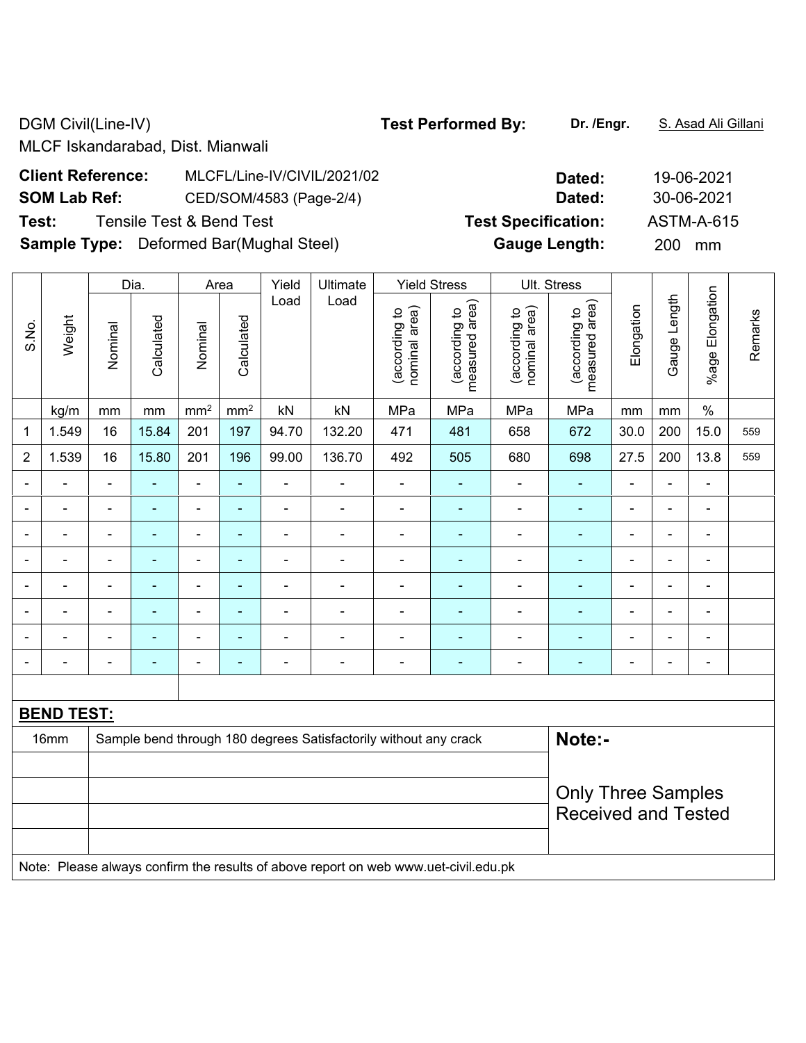DGM Civil(Line-IV)
MLCF Iskandarabad, Dist. Mianwali

**Test Performed By:** **Dr. /Engr.** S. Asad Ali Gillani

**Client Reference:** MLCFL/Line-IV/CIVIL/2021/02 **Dated:** 19-06-2021

**SOM Lab Ref:** CED/SOM/4583 (Page-2/4) **Dated:** 30-06-2021

**Test:** Tensile Test & Bend Test **Test Specification:** ASTM-A-615

**Sample Type:** Deformed Bar(Mughal Steel) **Gauge Length:** 200 mm

| S.No. | Weight | Dia. | | Area | | Yield Load | Ultimate Load | Yield Stress | | Ult. Stress | | Elongation | Gauge Length | %age Elongation | Remarks |
|---|---|---|---|---|---|---|---|---|---|---|---|---|---|---|---|
| | | Nominal | Calculated | Nominal | Calculated | | | (according to nominal area) | (according to measured area) | (according to nominal area) | (according to measured area) | | | | |
| | kg/m | mm | mm | mm² | mm² | kN | kN | MPa | MPa | MPa | MPa | mm | mm | % | |
| 1 | 1.549 | 16 | 15.84 | 201 | 197 | 94.70 | 132.20 | 471 | 481 | 658 | 672 | 30.0 | 200 | 15.0 | 559 |
| 2 | 1.539 | 16 | 15.80 | 201 | 196 | 99.00 | 136.70 | 492 | 505 | 680 | 698 | 27.5 | 200 | 13.8 | 559 |
| - | - | - | - | - | - | - | - | - | - | - | - | - | - | - | |
| - | - | - | - | - | - | - | - | - | - | - | - | - | - | - | |
| - | - | - | - | - | - | - | - | - | - | - | - | - | - | - | |
| - | - | - | - | - | - | - | - | - | - | - | - | - | - | - | |
| - | - | - | - | - | - | - | - | - | - | - | - | - | - | - | |
| - | - | - | - | - | - | - | - | - | - | - | - | - | - | - | |
| - | - | - | - | - | - | - | - | - | - | - | - | - | - | - | |
| - | - | - | - | - | - | - | - | - | - | - | - | - | - | - | |

**BEND TEST:**

| Size | Result | Note |
|---|---|---|
| 16mm | Sample bend through 180 degrees Satisfactorily without any crack | **Note:-** Only Three Samples Received and Tested |

Note: Please always confirm the results of above report on web www.uet-civil.edu.pk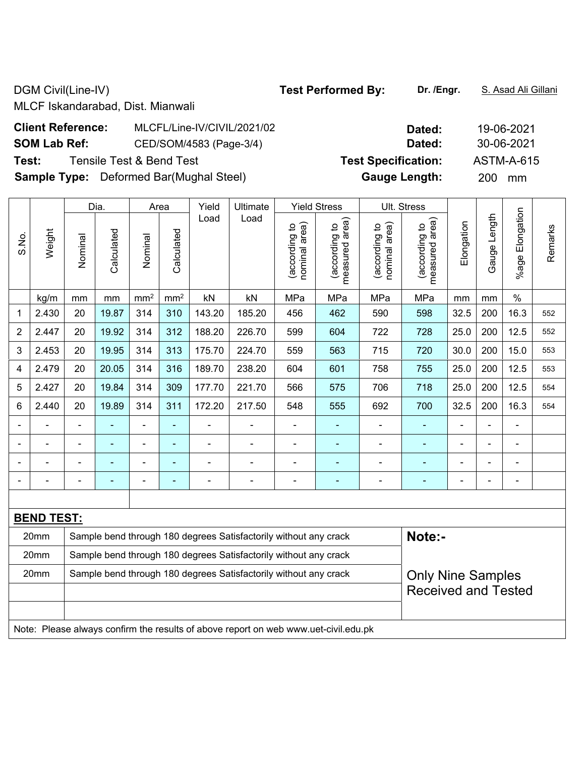DGM Civil(Line-IV)
MLCF Iskandarabad, Dist. Mianwali

**Test Performed By:** Dr. /Engr. S. Asad Ali Gillani

**Client Reference:** MLCFL/Line-IV/CIVIL/2021/02 **Dated:** 19-06-2021

**SOM Lab Ref:** CED/SOM/4583 (Page-3/4) **Dated:** 30-06-2021

**Test:** Tensile Test & Bend Test **Test Specification:** ASTM-A-615

**Sample Type:** Deformed Bar(Mughal Steel) **Gauge Length:** 200 mm

| S.No. | Weight | Dia. | | Area | | Yield Load | Ultimate Load | Yield Stress | | Ult. Stress | | Elongation | Gauge Length | %age Elongation | Remarks |
|---|---|---|---|---|---|---|---|---|---|---|---|---|---|---|---|
| | | Nominal | Calculated | Nominal | Calculated | | | (according to nominal area) | (according to measured area) | (according to nominal area) | (according to measured area) | | | | |
| | kg/m | mm | mm | mm$^2$ | mm$^2$ | kN | kN | MPa | MPa | MPa | MPa | mm | mm | % | |
| 1 | 2.430 | 20 | 19.87 | 314 | 310 | 143.20 | 185.20 | 456 | 462 | 590 | 598 | 32.5 | 200 | 16.3 | 552 |
| 2 | 2.447 | 20 | 19.92 | 314 | 312 | 188.20 | 226.70 | 599 | 604 | 722 | 728 | 25.0 | 200 | 12.5 | 552 |
| 3 | 2.453 | 20 | 19.95 | 314 | 313 | 175.70 | 224.70 | 559 | 563 | 715 | 720 | 30.0 | 200 | 15.0 | 553 |
| 4 | 2.479 | 20 | 20.05 | 314 | 316 | 189.70 | 238.20 | 604 | 601 | 758 | 755 | 25.0 | 200 | 12.5 | 553 |
| 5 | 2.427 | 20 | 19.84 | 314 | 309 | 177.70 | 221.70 | 566 | 575 | 706 | 718 | 25.0 | 200 | 12.5 | 554 |
| 6 | 2.440 | 20 | 19.89 | 314 | 311 | 172.20 | 217.50 | 548 | 555 | 692 | 700 | 32.5 | 200 | 16.3 | 554 |
| - | - | - | - | - | - | - | - | - | - | - | - | - | - | - | |
| - | - | - | - | - | - | - | - | - | - | - | - | - | - | - | |
| - | - | - | - | - | - | - | - | - | - | - | - | - | - | - | |
| - | - | - | - | - | - | - | - | - | - | - | - | - | - | - | |

**BEND TEST:**

| | | |
|---|---|---|
| 20mm | Sample bend through 180 degrees Satisfactorily without any crack | **Note:-** |
| 20mm | Sample bend through 180 degrees Satisfactorily without any crack | |
| 20mm | Sample bend through 180 degrees Satisfactorily without any crack | Only Nine Samples Received and Tested |

Note: Please always confirm the results of above report on web www.uet-civil.edu.pk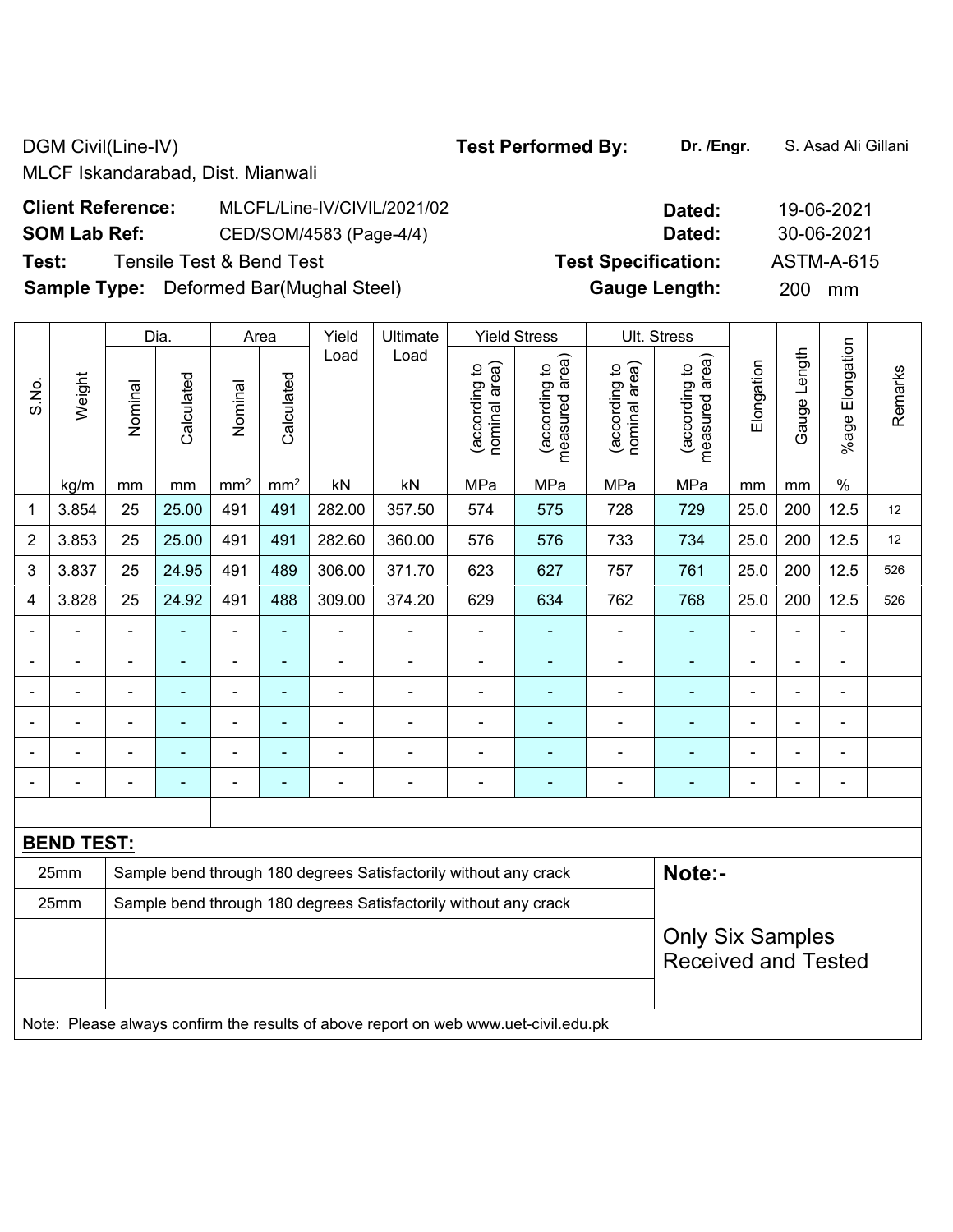DGM Civil(Line-IV)
MLCF Iskandarabad, Dist. Mianwali

**Test Performed By:** **Dr. /Engr.** S. Asad Ali Gillani

**Client Reference:** MLCFL/Line-IV/CIVIL/2021/02 **Dated:** 19-06-2021

**SOM Lab Ref:** CED/SOM/4583 (Page-4/4) **Dated:** 30-06-2021

**Test:** Tensile Test & Bend Test **Test Specification:** ASTM-A-615

**Sample Type:** Deformed Bar(Mughal Steel) **Gauge Length:** 200 mm

| S.No. | Weight | Dia. | | Area | | Yield Load | Ultimate Load | Yield Stress | | Ult. Stress | | Elongation | Gauge Length | %age Elongation | Remarks |
|---|---|---|---|---|---|---|---|---|---|---|---|---|---|---|---|
| | | Nominal | Calculated | Nominal | Calculated | | | (according to nominal area) | (according to measured area) | (according to nominal area) | (according to measured area) | | | | |
| | kg/m | mm | mm | mm² | mm² | kN | kN | MPa | MPa | MPa | MPa | mm | mm | % | |
| 1 | 3.854 | 25 | 25.00 | 491 | 491 | 282.00 | 357.50 | 574 | 575 | 728 | 729 | 25.0 | 200 | 12.5 | 12 |
| 2 | 3.853 | 25 | 25.00 | 491 | 491 | 282.60 | 360.00 | 576 | 576 | 733 | 734 | 25.0 | 200 | 12.5 | 12 |
| 3 | 3.837 | 25 | 24.95 | 491 | 489 | 306.00 | 371.70 | 623 | 627 | 757 | 761 | 25.0 | 200 | 12.5 | 526 |
| 4 | 3.828 | 25 | 24.92 | 491 | 488 | 309.00 | 374.20 | 629 | 634 | 762 | 768 | 25.0 | 200 | 12.5 | 526 |
| - | - | - | - | - | - | - | - | - | - | - | - | - | - | - | |
| - | - | - | - | - | - | - | - | - | - | - | - | - | - | - | |
| - | - | - | - | - | - | - | - | - | - | - | - | - | - | - | |
| - | - | - | - | - | - | - | - | - | - | - | - | - | - | - | |
| - | - | - | - | - | - | - | - | - | - | - | - | - | - | - | |
| - | - | - | - | - | - | - | - | - | - | - | - | - | - | - | |

**BEND TEST:**

| | | |
|---|---|---|
| 25mm | Sample bend through 180 degrees Satisfactorily without any crack | **Note:-** |
| 25mm | Sample bend through 180 degrees Satisfactorily without any crack | |
| | | Only Six Samples Received and Tested |

Note: Please always confirm the results of above report on web www.uet-civil.edu.pk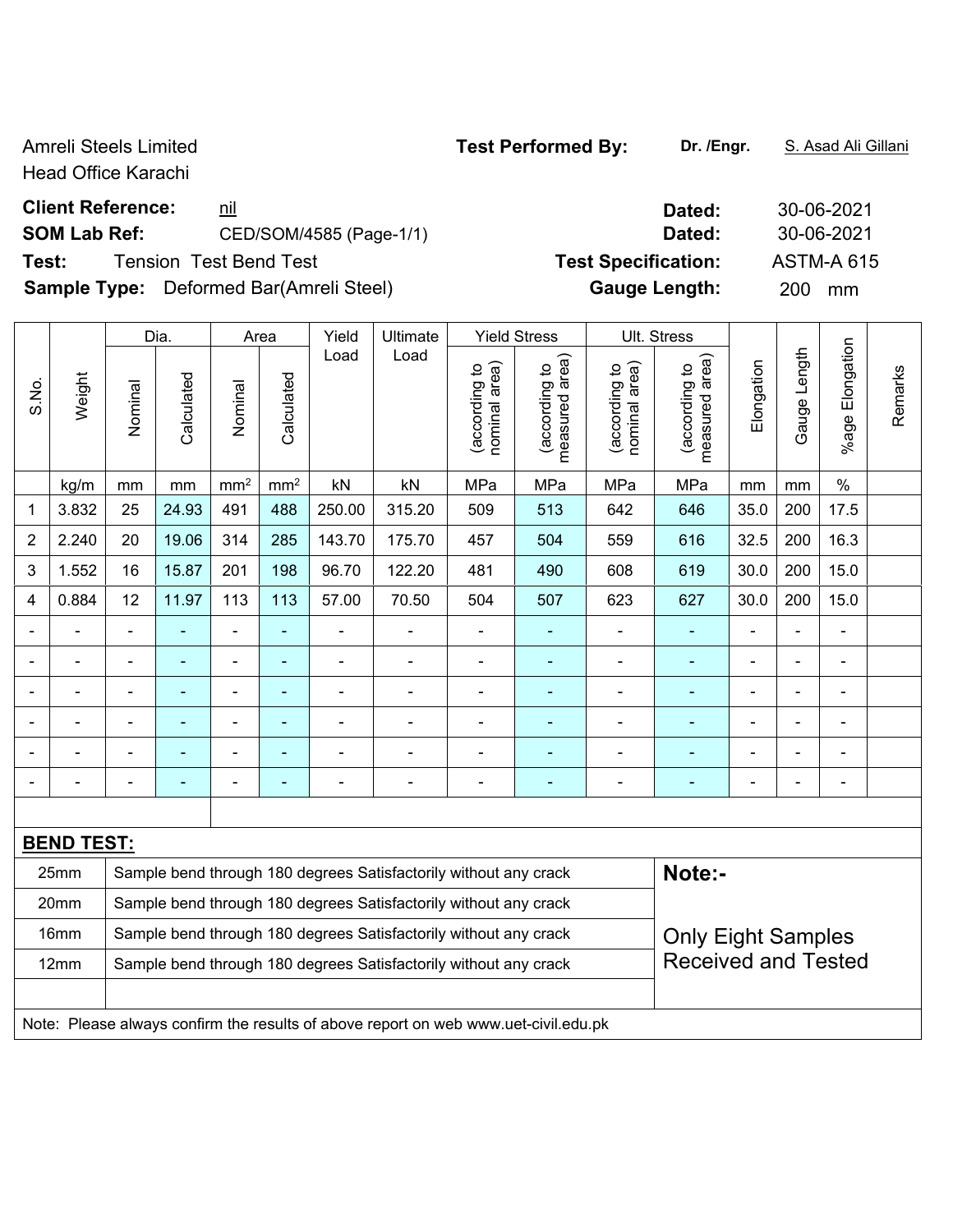Amreli Steels Limited
Head Office Karachi

**Test Performed By:** **Dr. /Engr.** S. Asad Ali Gillani

**Client Reference:** nil **Dated:** 30-06-2021

**SOM Lab Ref:** CED/SOM/4585 (Page-1/1) **Dated:** 30-06-2021

**Test:** Tension Test Bend Test **Test Specification:** ASTM-A 615

**Sample Type:** Deformed Bar(Amreli Steel) **Gauge Length:** 200 mm

| S.No. | Weight | Dia. | | Area | | Yield Load | Ultimate Load | Yield Stress | | Ult. Stress | | Elongation | Gauge Length | %age Elongation | Remarks |
|---|---|---|---|---|---|---|---|---|---|---|---|---|---|---|---|
| | | Nominal | Calculated | Nominal | Calculated | | | (according to nominal area) | (according to measured area) | (according to nominal area) | (according to measured area) | | | | |
| | kg/m | mm | mm | mm² | mm² | kN | kN | MPa | MPa | MPa | MPa | mm | mm | % | |
| 1 | 3.832 | 25 | 24.93 | 491 | 488 | 250.00 | 315.20 | 509 | 513 | 642 | 646 | 35.0 | 200 | 17.5 | |
| 2 | 2.240 | 20 | 19.06 | 314 | 285 | 143.70 | 175.70 | 457 | 504 | 559 | 616 | 32.5 | 200 | 16.3 | |
| 3 | 1.552 | 16 | 15.87 | 201 | 198 | 96.70 | 122.20 | 481 | 490 | 608 | 619 | 30.0 | 200 | 15.0 | |
| 4 | 0.884 | 12 | 11.97 | 113 | 113 | 57.00 | 70.50 | 504 | 507 | 623 | 627 | 30.0 | 200 | 15.0 | |
| - | - | - | - | - | - | - | - | - | - | - | - | - | - | - | |
| - | - | - | - | - | - | - | - | - | - | - | - | - | - | - | |
| - | - | - | - | - | - | - | - | - | - | - | - | - | - | - | |
| - | - | - | - | - | - | - | - | - | - | - | - | - | - | - | |
| - | - | - | - | - | - | - | - | - | - | - | - | - | - | - | |
| - | - | - | - | - | - | - | - | - | - | - | - | - | - | - | |

**BEND TEST:**

| Size | Result |
|---|---|
| 25mm | Sample bend through 180 degrees Satisfactorily without any crack |
| 20mm | Sample bend through 180 degrees Satisfactorily without any crack |
| 16mm | Sample bend through 180 degrees Satisfactorily without any crack |
| 12mm | Sample bend through 180 degrees Satisfactorily without any crack |

**Note:-**

Only Eight Samples Received and Tested

Note: Please always confirm the results of above report on web www.uet-civil.edu.pk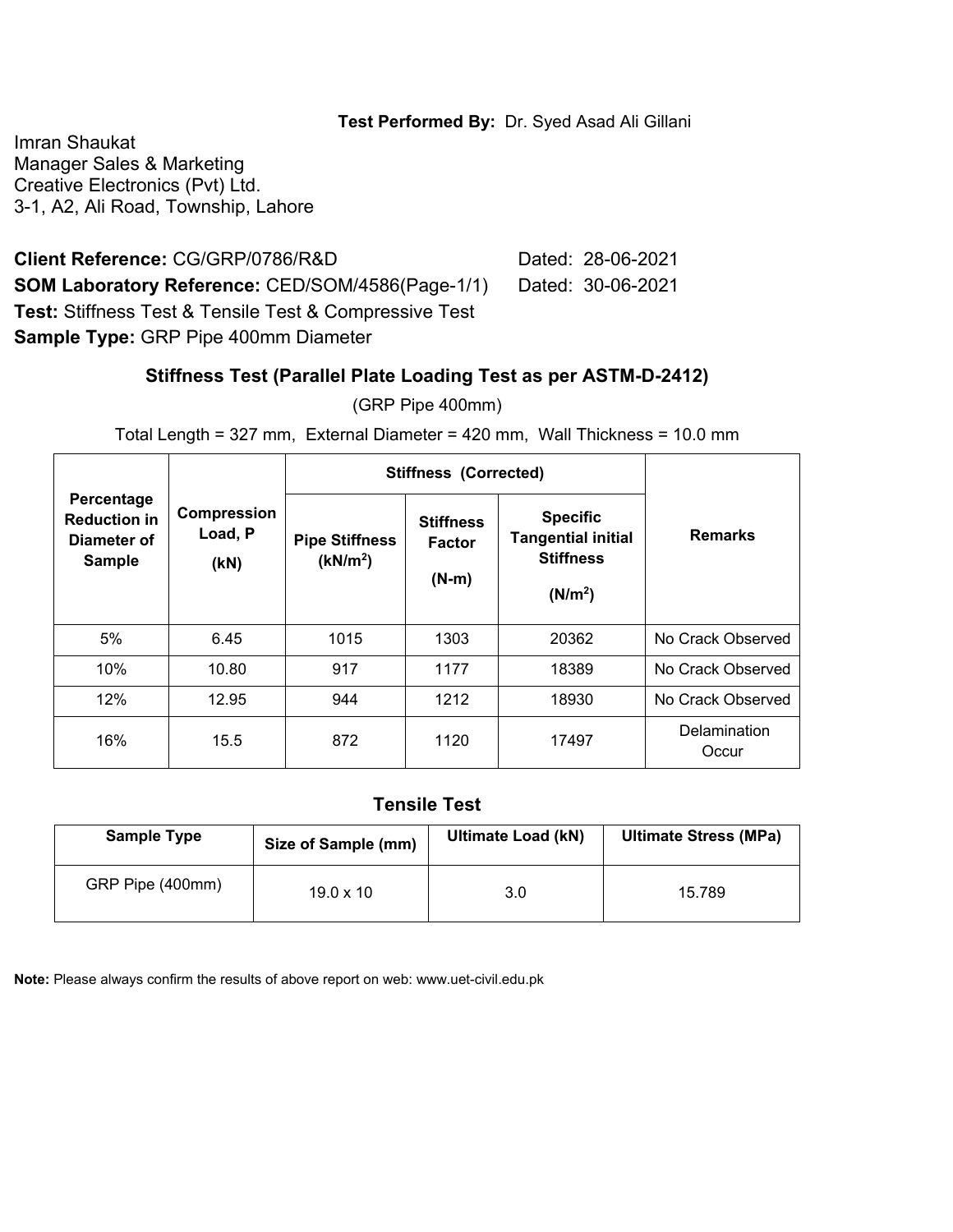**Test Performed By:** Dr. Syed Asad Ali Gillani

Imran Shaukat
Manager Sales & Marketing
Creative Electronics (Pvt) Ltd.
3-1, A2, Ali Road, Township, Lahore

**Client Reference:** CG/GRP/0786/R&D Dated: 28-06-2021
**SOM Laboratory Reference:** CED/SOM/4586(Page-1/1) Dated: 30-06-2021
**Test:** Stiffness Test & Tensile Test & Compressive Test
**Sample Type:** GRP Pipe 400mm Diameter

### Stiffness Test (Parallel Plate Loading Test as per ASTM-D-2412)

(GRP Pipe 400mm)

Total Length = 327 mm, External Diameter = 420 mm, Wall Thickness = 10.0 mm

| Percentage Reduction in Diameter of Sample | Compression Load, P (kN) | Stiffness (Corrected) | | | Remarks |
|---|---|---|---|---|---|
| | | Pipe Stiffness ($kN/m^2$) | Stiffness Factor (N-m) | Specific Tangential initial Stiffness ($N/m^2$) | |
| 5% | 6.45 | 1015 | 1303 | 20362 | No Crack Observed |
| 10% | 10.80 | 917 | 1177 | 18389 | No Crack Observed |
| 12% | 12.95 | 944 | 1212 | 18930 | No Crack Observed |
| 16% | 15.5 | 872 | 1120 | 17497 | Delamination Occur |

### Tensile Test

| Sample Type | Size of Sample (mm) | Ultimate Load (kN) | Ultimate Stress (MPa) |
|---|---|---|---|
| GRP Pipe (400mm) | 19.0 x 10 | 3.0 | 15.789 |

**Note:** Please always confirm the results of above report on web: www.uet-civil.edu.pk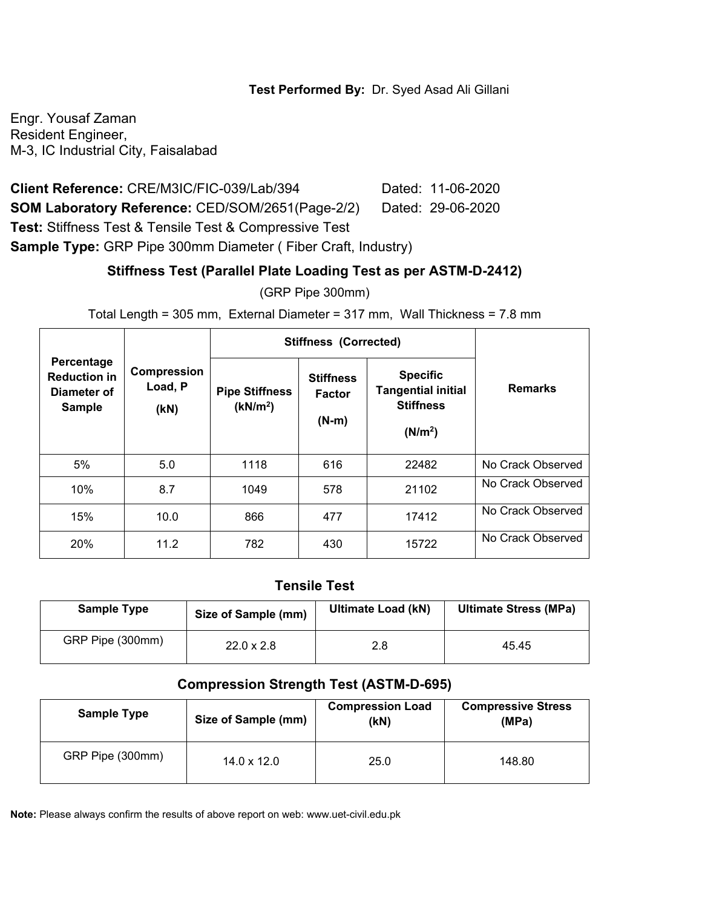**Test Performed By:** Dr. Syed Asad Ali Gillani

Engr. Yousaf Zaman
Resident Engineer,
M-3, IC Industrial City, Faisalabad

**Client Reference:** CRE/M3IC/FIC-039/Lab/394 Dated: 11-06-2020
**SOM Laboratory Reference:** CED/SOM/2651(Page-2/2) Dated: 29-06-2020
**Test:** Stiffness Test & Tensile Test & Compressive Test
**Sample Type:** GRP Pipe 300mm Diameter ( Fiber Craft, Industry)

### Stiffness Test (Parallel Plate Loading Test as per ASTM-D-2412)

(GRP Pipe 300mm)

Total Length = 305 mm, External Diameter = 317 mm, Wall Thickness = 7.8 mm

| Percentage Reduction in Diameter of Sample | Compression Load, P (kN) | Stiffness (Corrected) | | | Remarks |
|---|---|---|---|---|---|
| | | Pipe Stiffness ($kN/m^2$) | Stiffness Factor (N-m) | Specific Tangential initial Stiffness ($N/m^2$) | |
| 5% | 5.0 | 1118 | 616 | 22482 | No Crack Observed |
| 10% | 8.7 | 1049 | 578 | 21102 | No Crack Observed |
| 15% | 10.0 | 866 | 477 | 17412 | No Crack Observed |
| 20% | 11.2 | 782 | 430 | 15722 | No Crack Observed |

### Tensile Test

| Sample Type | Size of Sample (mm) | Ultimate Load (kN) | Ultimate Stress (MPa) |
|---|---|---|---|
| GRP Pipe (300mm) | 22.0 x 2.8 | 2.8 | 45.45 |

### Compression Strength Test (ASTM-D-695)

| Sample Type | Size of Sample (mm) | Compression Load (kN) | Compressive Stress (MPa) |
|---|---|---|---|
| GRP Pipe (300mm) | 14.0 x 12.0 | 25.0 | 148.80 |

**Note:** Please always confirm the results of above report on web: www.uet-civil.edu.pk